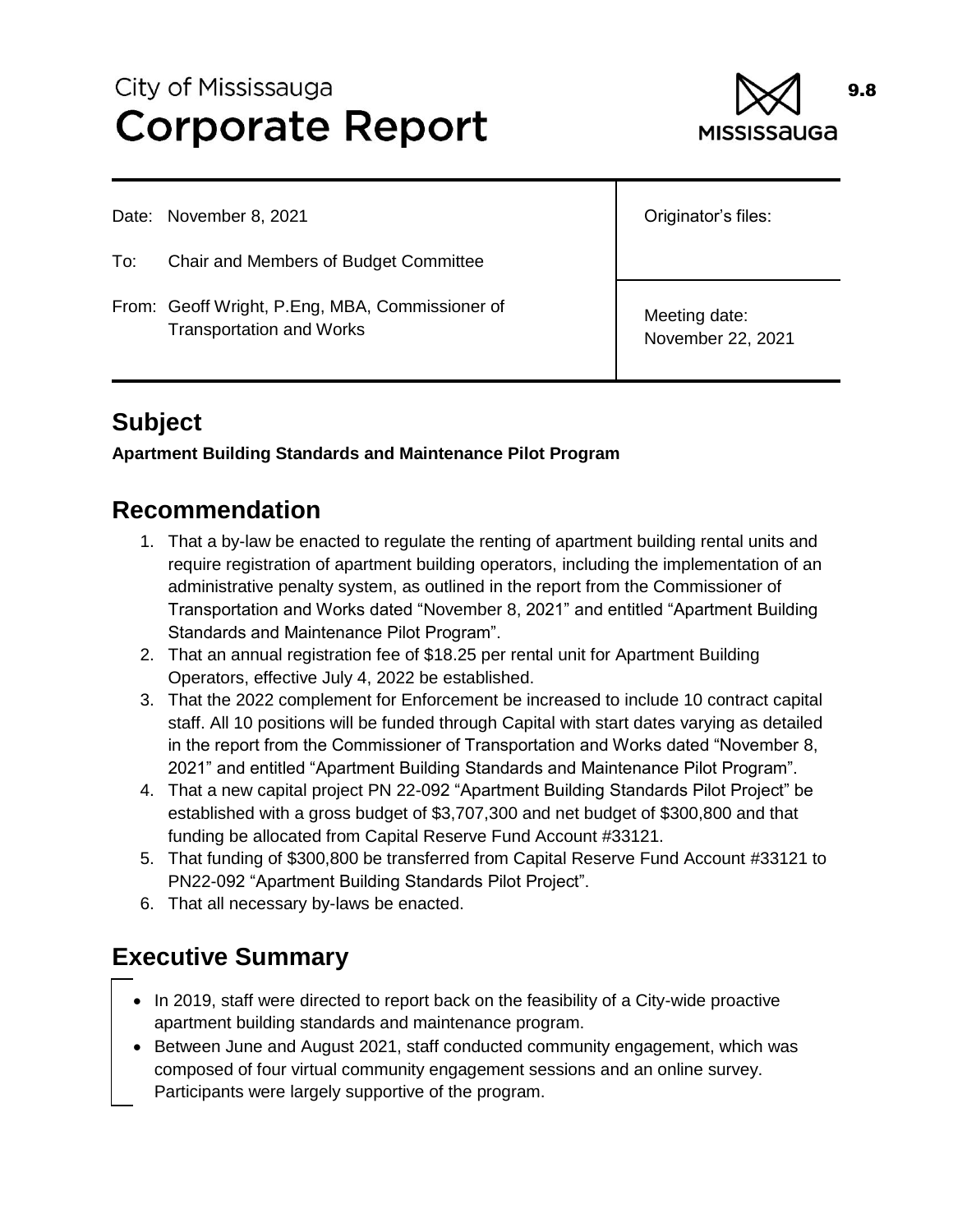# City of Mississauga
# Corporate Report

9.8

| | |
|---|---|
| Date: November 8, 2021 | Originator's files: |
| To: Chair and Members of Budget Committee | |
| From: Geoff Wright, P.Eng, MBA, Commissioner of Transportation and Works | Meeting date: November 22, 2021 |

## Subject

**Apartment Building Standards and Maintenance Pilot Program**

## Recommendation

1. That a by-law be enacted to regulate the renting of apartment building rental units and require registration of apartment building operators, including the implementation of an administrative penalty system, as outlined in the report from the Commissioner of Transportation and Works dated "November 8, 2021" and entitled "Apartment Building Standards and Maintenance Pilot Program".
2. That an annual registration fee of $18.25 per rental unit for Apartment Building Operators, effective July 4, 2022 be established.
3. That the 2022 complement for Enforcement be increased to include 10 contract capital staff. All 10 positions will be funded through Capital with start dates varying as detailed in the report from the Commissioner of Transportation and Works dated "November 8, 2021" and entitled "Apartment Building Standards and Maintenance Pilot Program".
4. That a new capital project PN 22-092 "Apartment Building Standards Pilot Project" be established with a gross budget of $3,707,300 and net budget of $300,800 and that funding be allocated from Capital Reserve Fund Account #33121.
5. That funding of $300,800 be transferred from Capital Reserve Fund Account #33121 to PN22-092 "Apartment Building Standards Pilot Project".
6. That all necessary by-laws be enacted.

## Executive Summary

- In 2019, staff were directed to report back on the feasibility of a City-wide proactive apartment building standards and maintenance program.
- Between June and August 2021, staff conducted community engagement, which was composed of four virtual community engagement sessions and an online survey. Participants were largely supportive of the program.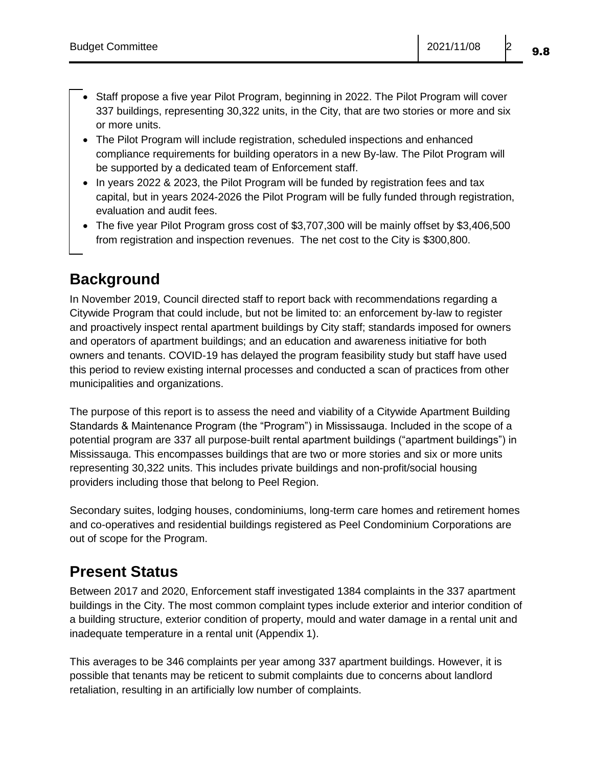- Staff propose a five year Pilot Program, beginning in 2022. The Pilot Program will cover 337 buildings, representing 30,322 units, in the City, that are two stories or more and six or more units.
- The Pilot Program will include registration, scheduled inspections and enhanced compliance requirements for building operators in a new By-law. The Pilot Program will be supported by a dedicated team of Enforcement staff.
- In years 2022 & 2023, the Pilot Program will be funded by registration fees and tax capital, but in years 2024-2026 the Pilot Program will be fully funded through registration, evaluation and audit fees.
- The five year Pilot Program gross cost of $3,707,300 will be mainly offset by $3,406,500 from registration and inspection revenues. The net cost to the City is $300,800.

## Background

In November 2019, Council directed staff to report back with recommendations regarding a Citywide Program that could include, but not be limited to: an enforcement by-law to register and proactively inspect rental apartment buildings by City staff; standards imposed for owners and operators of apartment buildings; and an education and awareness initiative for both owners and tenants. COVID-19 has delayed the program feasibility study but staff have used this period to review existing internal processes and conducted a scan of practices from other municipalities and organizations.

The purpose of this report is to assess the need and viability of a Citywide Apartment Building Standards & Maintenance Program (the "Program") in Mississauga. Included in the scope of a potential program are 337 all purpose-built rental apartment buildings ("apartment buildings") in Mississauga. This encompasses buildings that are two or more stories and six or more units representing 30,322 units. This includes private buildings and non-profit/social housing providers including those that belong to Peel Region.

Secondary suites, lodging houses, condominiums, long-term care homes and retirement homes and co-operatives and residential buildings registered as Peel Condominium Corporations are out of scope for the Program.

## Present Status

Between 2017 and 2020, Enforcement staff investigated 1384 complaints in the 337 apartment buildings in the City. The most common complaint types include exterior and interior condition of a building structure, exterior condition of property, mould and water damage in a rental unit and inadequate temperature in a rental unit (Appendix 1).

This averages to be 346 complaints per year among 337 apartment buildings. However, it is possible that tenants may be reticent to submit complaints due to concerns about landlord retaliation, resulting in an artificially low number of complaints.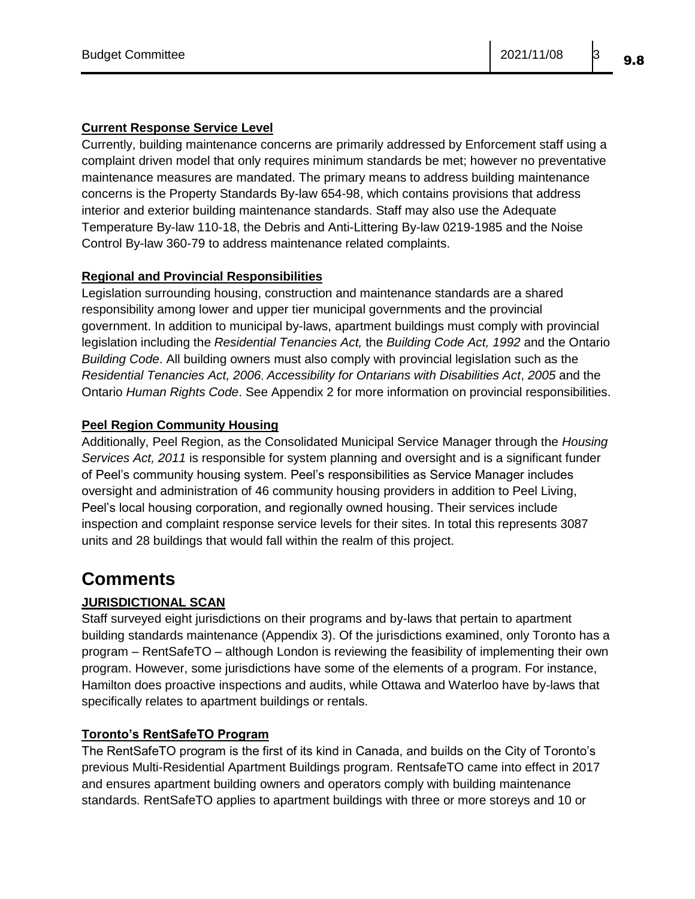**Current Response Service Level**

Currently, building maintenance concerns are primarily addressed by Enforcement staff using a complaint driven model that only requires minimum standards be met; however no preventative maintenance measures are mandated. The primary means to address building maintenance concerns is the Property Standards By-law 654-98, which contains provisions that address interior and exterior building maintenance standards. Staff may also use the Adequate Temperature By-law 110-18, the Debris and Anti-Littering By-law 0219-1985 and the Noise Control By-law 360-79 to address maintenance related complaints.

**Regional and Provincial Responsibilities**

Legislation surrounding housing, construction and maintenance standards are a shared responsibility among lower and upper tier municipal governments and the provincial government. In addition to municipal by-laws, apartment buildings must comply with provincial legislation including the *Residential Tenancies Act,* the *Building Code Act, 1992* and the Ontario *Building Code*. All building owners must also comply with provincial legislation such as the *Residential Tenancies Act, 2006*, *Accessibility for Ontarians with Disabilities Act*, *2005* and the Ontario *Human Rights Code*. See Appendix 2 for more information on provincial responsibilities.

**Peel Region Community Housing**

Additionally, Peel Region, as the Consolidated Municipal Service Manager through the *Housing Services Act, 2011* is responsible for system planning and oversight and is a significant funder of Peel's community housing system. Peel's responsibilities as Service Manager includes oversight and administration of 46 community housing providers in addition to Peel Living, Peel's local housing corporation, and regionally owned housing. Their services include inspection and complaint response service levels for their sites. In total this represents 3087 units and 28 buildings that would fall within the realm of this project.

# Comments

**JURISDICTIONAL SCAN**

Staff surveyed eight jurisdictions on their programs and by-laws that pertain to apartment building standards maintenance (Appendix 3). Of the jurisdictions examined, only Toronto has a program – RentSafeTO – although London is reviewing the feasibility of implementing their own program. However, some jurisdictions have some of the elements of a program. For instance, Hamilton does proactive inspections and audits, while Ottawa and Waterloo have by-laws that specifically relates to apartment buildings or rentals.

**Toronto's RentSafeTO Program**

The RentSafeTO program is the first of its kind in Canada, and builds on the City of Toronto's previous Multi-Residential Apartment Buildings program. RentsafeTO came into effect in 2017 and ensures apartment building owners and operators comply with building maintenance standards. RentSafeTO applies to apartment buildings with three or more storeys and 10 or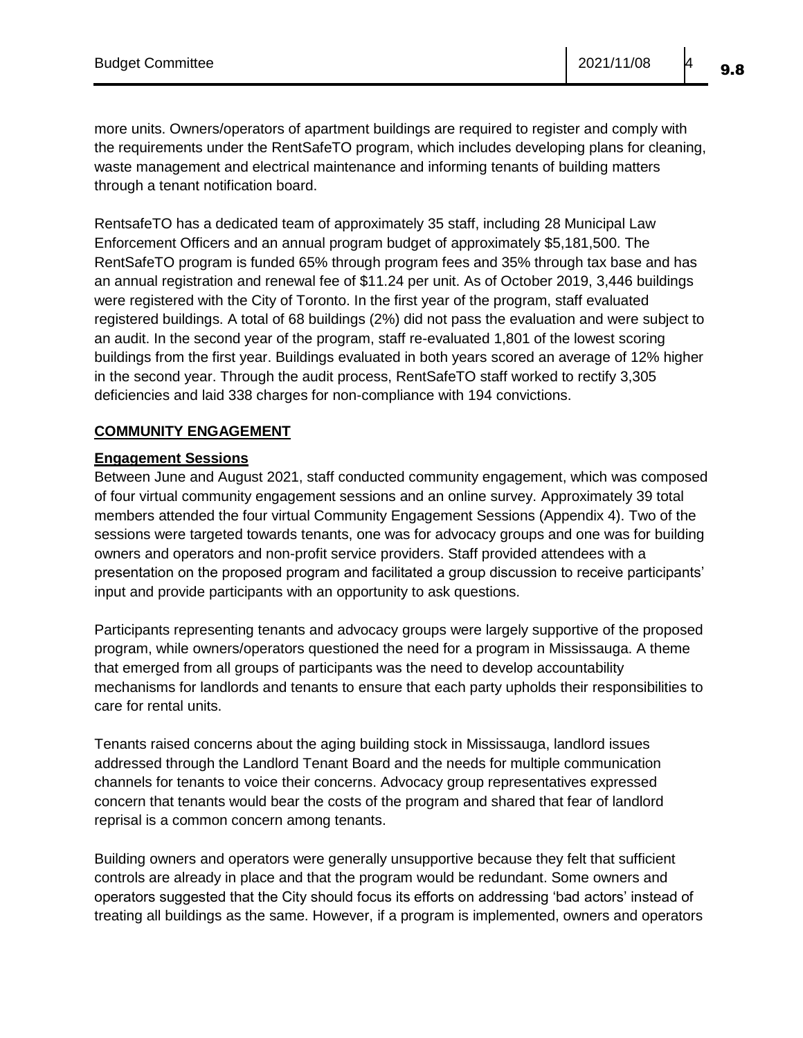more units. Owners/operators of apartment buildings are required to register and comply with the requirements under the RentSafeTO program, which includes developing plans for cleaning, waste management and electrical maintenance and informing tenants of building matters through a tenant notification board.

RentsafeTO has a dedicated team of approximately 35 staff, including 28 Municipal Law Enforcement Officers and an annual program budget of approximately $5,181,500. The RentSafeTO program is funded 65% through program fees and 35% through tax base and has an annual registration and renewal fee of $11.24 per unit. As of October 2019, 3,446 buildings were registered with the City of Toronto. In the first year of the program, staff evaluated registered buildings. A total of 68 buildings (2%) did not pass the evaluation and were subject to an audit. In the second year of the program, staff re-evaluated 1,801 of the lowest scoring buildings from the first year. Buildings evaluated in both years scored an average of 12% higher in the second year. Through the audit process, RentSafeTO staff worked to rectify 3,305 deficiencies and laid 338 charges for non-compliance with 194 convictions.

## COMMUNITY ENGAGEMENT

### Engagement Sessions

Between June and August 2021, staff conducted community engagement, which was composed of four virtual community engagement sessions and an online survey. Approximately 39 total members attended the four virtual Community Engagement Sessions (Appendix 4). Two of the sessions were targeted towards tenants, one was for advocacy groups and one was for building owners and operators and non-profit service providers. Staff provided attendees with a presentation on the proposed program and facilitated a group discussion to receive participants' input and provide participants with an opportunity to ask questions.

Participants representing tenants and advocacy groups were largely supportive of the proposed program, while owners/operators questioned the need for a program in Mississauga. A theme that emerged from all groups of participants was the need to develop accountability mechanisms for landlords and tenants to ensure that each party upholds their responsibilities to care for rental units.

Tenants raised concerns about the aging building stock in Mississauga, landlord issues addressed through the Landlord Tenant Board and the needs for multiple communication channels for tenants to voice their concerns. Advocacy group representatives expressed concern that tenants would bear the costs of the program and shared that fear of landlord reprisal is a common concern among tenants.

Building owners and operators were generally unsupportive because they felt that sufficient controls are already in place and that the program would be redundant. Some owners and operators suggested that the City should focus its efforts on addressing 'bad actors' instead of treating all buildings as the same. However, if a program is implemented, owners and operators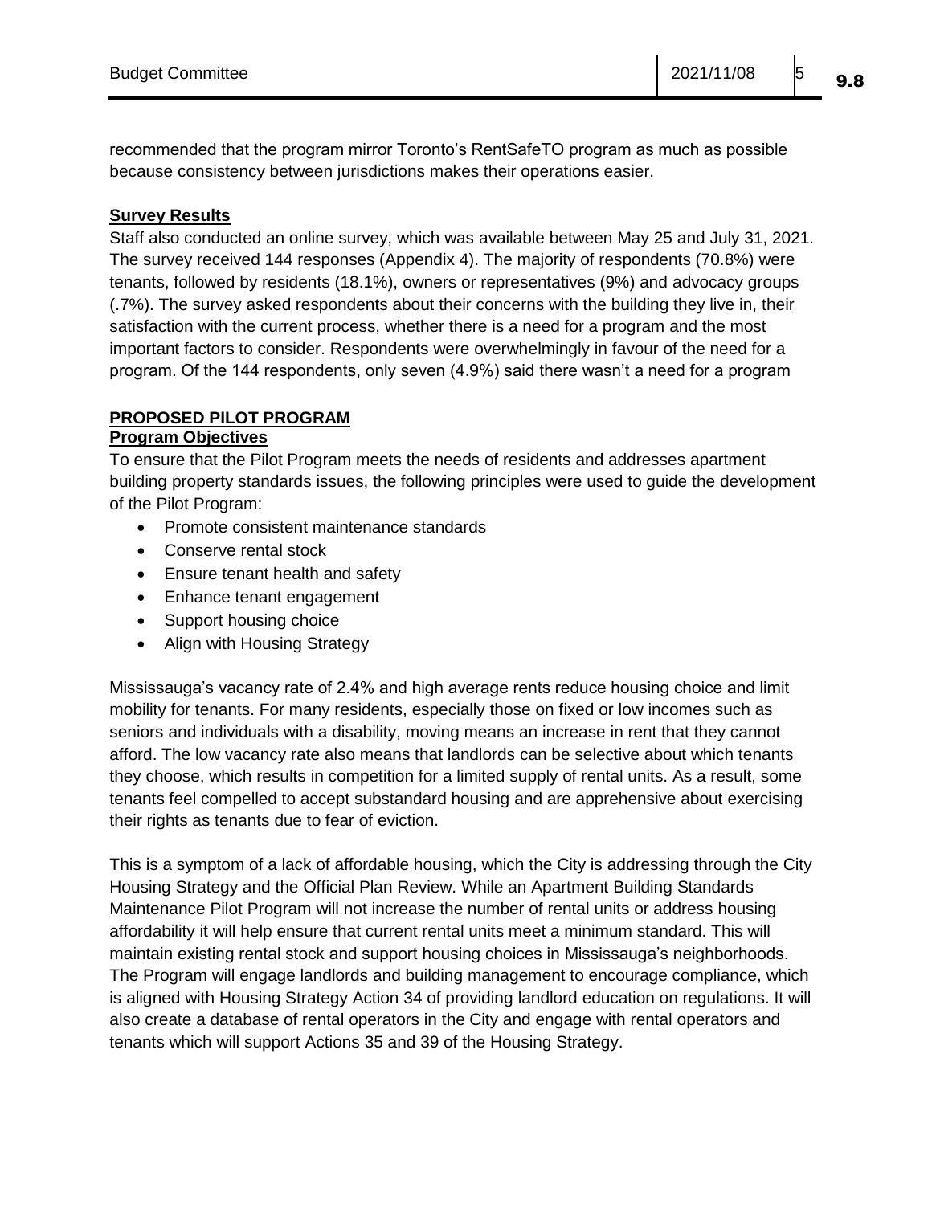recommended that the program mirror Toronto's RentSafeTO program as much as possible because consistency between jurisdictions makes their operations easier.

**Survey Results**

Staff also conducted an online survey, which was available between May 25 and July 31, 2021. The survey received 144 responses (Appendix 4). The majority of respondents (70.8%) were tenants, followed by residents (18.1%), owners or representatives (9%) and advocacy groups (.7%). The survey asked respondents about their concerns with the building they live in, their satisfaction with the current process, whether there is a need for a program and the most important factors to consider. Respondents were overwhelmingly in favour of the need for a program. Of the 144 respondents, only seven (4.9%) said there wasn't a need for a program

## PROPOSED PILOT PROGRAM

**Program Objectives**

To ensure that the Pilot Program meets the needs of residents and addresses apartment building property standards issues, the following principles were used to guide the development of the Pilot Program:

- Promote consistent maintenance standards
- Conserve rental stock
- Ensure tenant health and safety
- Enhance tenant engagement
- Support housing choice
- Align with Housing Strategy

Mississauga's vacancy rate of 2.4% and high average rents reduce housing choice and limit mobility for tenants. For many residents, especially those on fixed or low incomes such as seniors and individuals with a disability, moving means an increase in rent that they cannot afford. The low vacancy rate also means that landlords can be selective about which tenants they choose, which results in competition for a limited supply of rental units. As a result, some tenants feel compelled to accept substandard housing and are apprehensive about exercising their rights as tenants due to fear of eviction.

This is a symptom of a lack of affordable housing, which the City is addressing through the City Housing Strategy and the Official Plan Review. While an Apartment Building Standards Maintenance Pilot Program will not increase the number of rental units or address housing affordability it will help ensure that current rental units meet a minimum standard. This will maintain existing rental stock and support housing choices in Mississauga's neighborhoods. The Program will engage landlords and building management to encourage compliance, which is aligned with Housing Strategy Action 34 of providing landlord education on regulations. It will also create a database of rental operators in the City and engage with rental operators and tenants which will support Actions 35 and 39 of the Housing Strategy.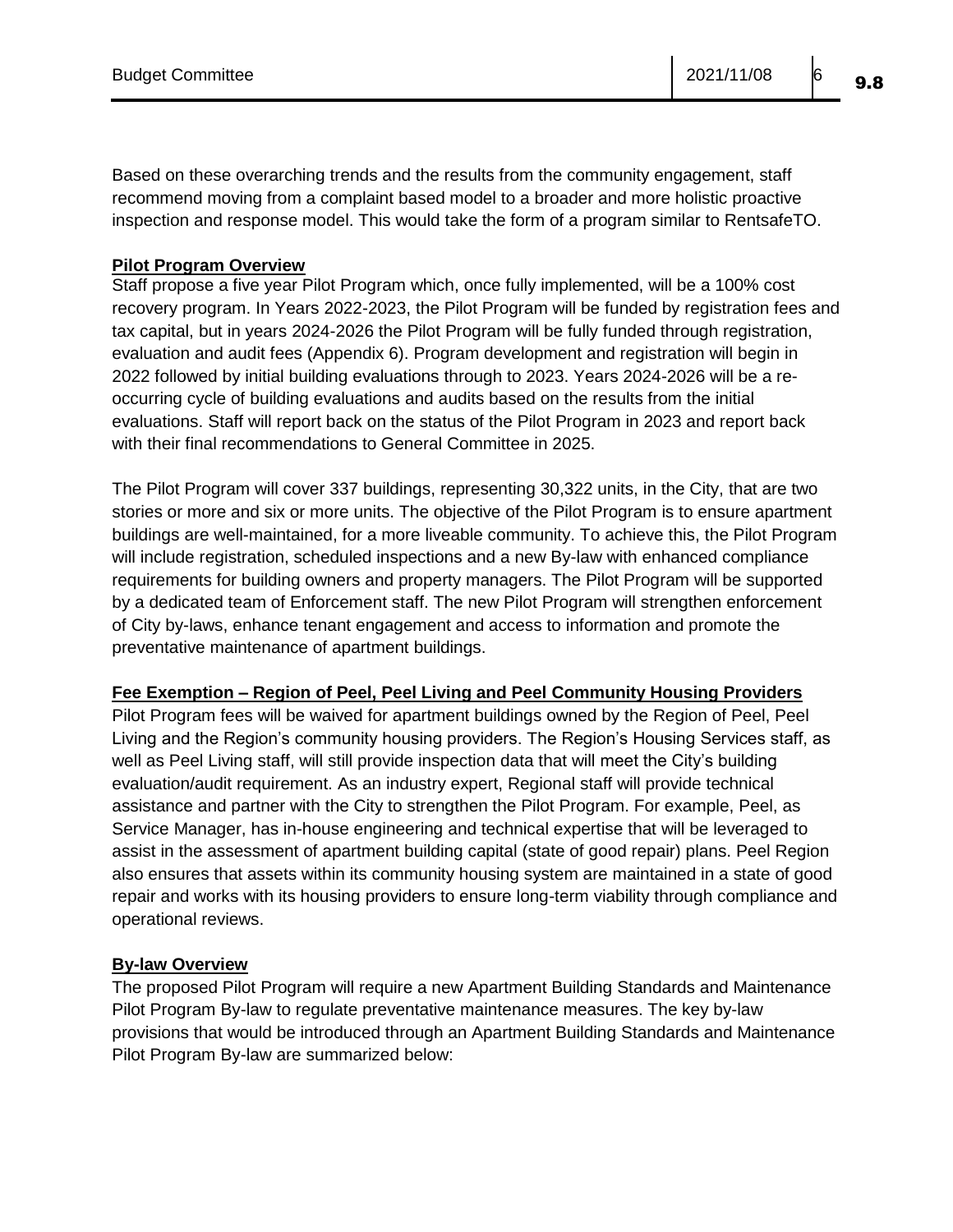Based on these overarching trends and the results from the community engagement, staff recommend moving from a complaint based model to a broader and more holistic proactive inspection and response model. This would take the form of a program similar to RentsafeTO.

**Pilot Program Overview**

Staff propose a five year Pilot Program which, once fully implemented, will be a 100% cost recovery program. In Years 2022-2023, the Pilot Program will be funded by registration fees and tax capital, but in years 2024-2026 the Pilot Program will be fully funded through registration, evaluation and audit fees (Appendix 6). Program development and registration will begin in 2022 followed by initial building evaluations through to 2023. Years 2024-2026 will be a re-occurring cycle of building evaluations and audits based on the results from the initial evaluations. Staff will report back on the status of the Pilot Program in 2023 and report back with their final recommendations to General Committee in 2025.

The Pilot Program will cover 337 buildings, representing 30,322 units, in the City, that are two stories or more and six or more units. The objective of the Pilot Program is to ensure apartment buildings are well-maintained, for a more liveable community. To achieve this, the Pilot Program will include registration, scheduled inspections and a new By-law with enhanced compliance requirements for building owners and property managers. The Pilot Program will be supported by a dedicated team of Enforcement staff. The new Pilot Program will strengthen enforcement of City by-laws, enhance tenant engagement and access to information and promote the preventative maintenance of apartment buildings.

**Fee Exemption – Region of Peel, Peel Living and Peel Community Housing Providers**

Pilot Program fees will be waived for apartment buildings owned by the Region of Peel, Peel Living and the Region's community housing providers. The Region's Housing Services staff, as well as Peel Living staff, will still provide inspection data that will meet the City's building evaluation/audit requirement. As an industry expert, Regional staff will provide technical assistance and partner with the City to strengthen the Pilot Program. For example, Peel, as Service Manager, has in-house engineering and technical expertise that will be leveraged to assist in the assessment of apartment building capital (state of good repair) plans. Peel Region also ensures that assets within its community housing system are maintained in a state of good repair and works with its housing providers to ensure long-term viability through compliance and operational reviews.

**By-law Overview**

The proposed Pilot Program will require a new Apartment Building Standards and Maintenance Pilot Program By-law to regulate preventative maintenance measures. The key by-law provisions that would be introduced through an Apartment Building Standards and Maintenance Pilot Program By-law are summarized below: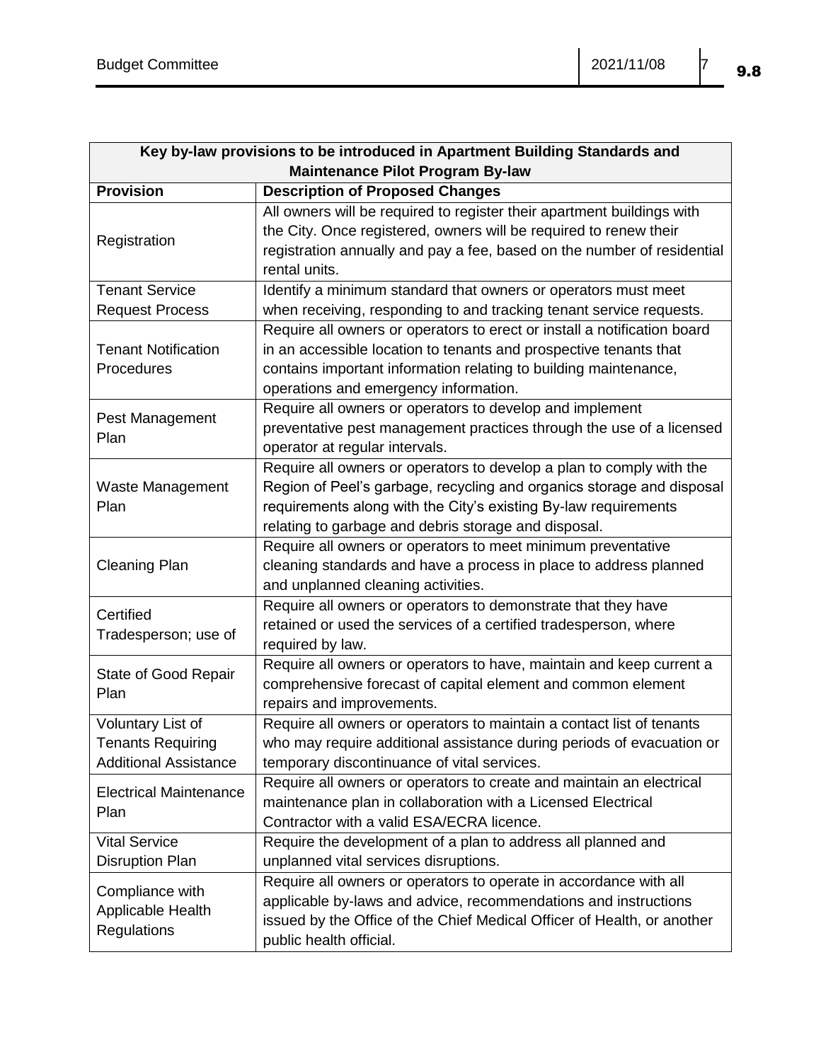| Key by-law provisions to be introduced in Apartment Building Standards and Maintenance Pilot Program By-law | |
|---|---|
| **Provision** | **Description of Proposed Changes** |
| Registration | All owners will be required to register their apartment buildings with the City. Once registered, owners will be required to renew their registration annually and pay a fee, based on the number of residential rental units. |
| Tenant Service Request Process | Identify a minimum standard that owners or operators must meet when receiving, responding to and tracking tenant service requests. |
| Tenant Notification Procedures | Require all owners or operators to erect or install a notification board in an accessible location to tenants and prospective tenants that contains important information relating to building maintenance, operations and emergency information. |
| Pest Management Plan | Require all owners or operators to develop and implement preventative pest management practices through the use of a licensed operator at regular intervals. |
| Waste Management Plan | Require all owners or operators to develop a plan to comply with the Region of Peel's garbage, recycling and organics storage and disposal requirements along with the City's existing By-law requirements relating to garbage and debris storage and disposal. |
| Cleaning Plan | Require all owners or operators to meet minimum preventative cleaning standards and have a process in place to address planned and unplanned cleaning activities. |
| Certified Tradesperson; use of | Require all owners or operators to demonstrate that they have retained or used the services of a certified tradesperson, where required by law. |
| State of Good Repair Plan | Require all owners or operators to have, maintain and keep current a comprehensive forecast of capital element and common element repairs and improvements. |
| Voluntary List of Tenants Requiring Additional Assistance | Require all owners or operators to maintain a contact list of tenants who may require additional assistance during periods of evacuation or temporary discontinuance of vital services. |
| Electrical Maintenance Plan | Require all owners or operators to create and maintain an electrical maintenance plan in collaboration with a Licensed Electrical Contractor with a valid ESA/ECRA licence. |
| Vital Service Disruption Plan | Require the development of a plan to address all planned and unplanned vital services disruptions. |
| Compliance with Applicable Health Regulations | Require all owners or operators to operate in accordance with all applicable by-laws and advice, recommendations and instructions issued by the Office of the Chief Medical Officer of Health, or another public health official. |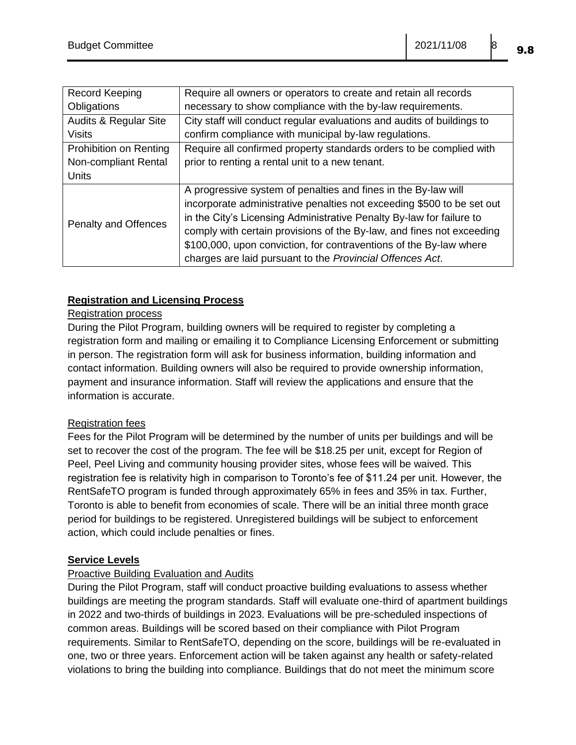| Record Keeping Obligations | Require all owners or operators to create and retain all records necessary to show compliance with the by-law requirements. |
|---|---|
| Audits & Regular Site Visits | City staff will conduct regular evaluations and audits of buildings to confirm compliance with municipal by-law regulations. |
| Prohibition on Renting Non-compliant Rental Units | Require all confirmed property standards orders to be complied with prior to renting a rental unit to a new tenant. |
| Penalty and Offences | A progressive system of penalties and fines in the By-law will incorporate administrative penalties not exceeding $500 to be set out in the City's Licensing Administrative Penalty By-law for failure to comply with certain provisions of the By-law, and fines not exceeding $100,000, upon conviction, for contraventions of the By-law where charges are laid pursuant to the *Provincial Offences Act*. |

**Registration and Licensing Process**

Registration process

During the Pilot Program, building owners will be required to register by completing a registration form and mailing or emailing it to Compliance Licensing Enforcement or submitting in person. The registration form will ask for business information, building information and contact information. Building owners will also be required to provide ownership information, payment and insurance information. Staff will review the applications and ensure that the information is accurate.

Registration fees

Fees for the Pilot Program will be determined by the number of units per buildings and will be set to recover the cost of the program. The fee will be $18.25 per unit, except for Region of Peel, Peel Living and community housing provider sites, whose fees will be waived. This registration fee is relativity high in comparison to Toronto's fee of $11.24 per unit. However, the RentSafeTO program is funded through approximately 65% in fees and 35% in tax. Further, Toronto is able to benefit from economies of scale. There will be an initial three month grace period for buildings to be registered. Unregistered buildings will be subject to enforcement action, which could include penalties or fines.

**Service Levels**

Proactive Building Evaluation and Audits

During the Pilot Program, staff will conduct proactive building evaluations to assess whether buildings are meeting the program standards. Staff will evaluate one-third of apartment buildings in 2022 and two-thirds of buildings in 2023. Evaluations will be pre-scheduled inspections of common areas. Buildings will be scored based on their compliance with Pilot Program requirements. Similar to RentSafeTO, depending on the score, buildings will be re-evaluated in one, two or three years. Enforcement action will be taken against any health or safety-related violations to bring the building into compliance. Buildings that do not meet the minimum score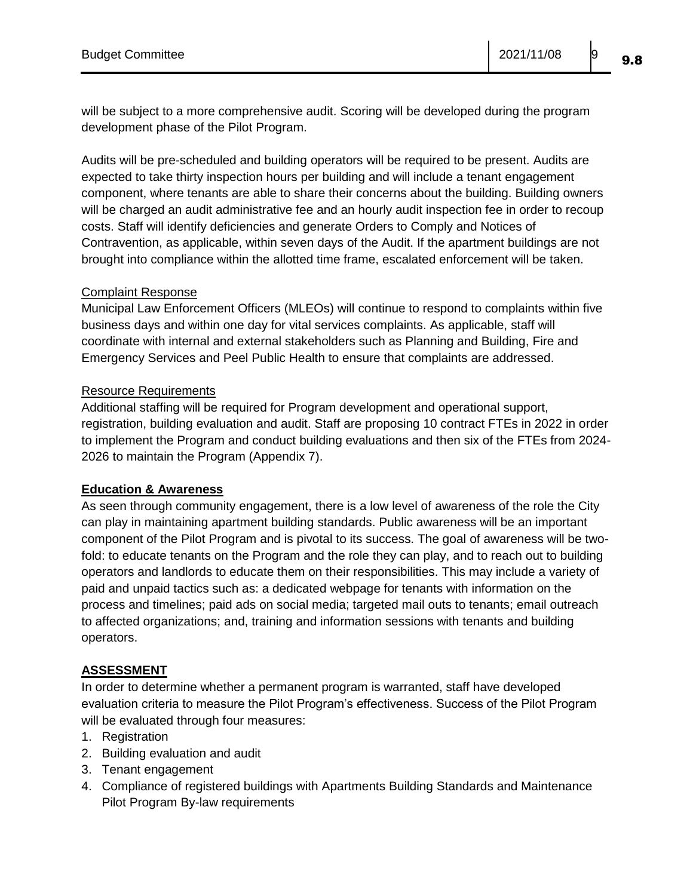will be subject to a more comprehensive audit. Scoring will be developed during the program development phase of the Pilot Program.

Audits will be pre-scheduled and building operators will be required to be present. Audits are expected to take thirty inspection hours per building and will include a tenant engagement component, where tenants are able to share their concerns about the building. Building owners will be charged an audit administrative fee and an hourly audit inspection fee in order to recoup costs. Staff will identify deficiencies and generate Orders to Comply and Notices of Contravention, as applicable, within seven days of the Audit. If the apartment buildings are not brought into compliance within the allotted time frame, escalated enforcement will be taken.

<u>Complaint Response</u>
Municipal Law Enforcement Officers (MLEOs) will continue to respond to complaints within five business days and within one day for vital services complaints. As applicable, staff will coordinate with internal and external stakeholders such as Planning and Building, Fire and Emergency Services and Peel Public Health to ensure that complaints are addressed.

<u>Resource Requirements</u>
Additional staffing will be required for Program development and operational support, registration, building evaluation and audit. Staff are proposing 10 contract FTEs in 2022 in order to implement the Program and conduct building evaluations and then six of the FTEs from 2024-2026 to maintain the Program (Appendix 7).

**<u>Education & Awareness</u>**
As seen through community engagement, there is a low level of awareness of the role the City can play in maintaining apartment building standards. Public awareness will be an important component of the Pilot Program and is pivotal to its success. The goal of awareness will be two-fold: to educate tenants on the Program and the role they can play, and to reach out to building operators and landlords to educate them on their responsibilities. This may include a variety of paid and unpaid tactics such as: a dedicated webpage for tenants with information on the process and timelines; paid ads on social media; targeted mail outs to tenants; email outreach to affected organizations; and, training and information sessions with tenants and building operators.

## ASSESSMENT

In order to determine whether a permanent program is warranted, staff have developed evaluation criteria to measure the Pilot Program's effectiveness. Success of the Pilot Program will be evaluated through four measures:

1. Registration
2. Building evaluation and audit
3. Tenant engagement
4. Compliance of registered buildings with Apartments Building Standards and Maintenance Pilot Program By-law requirements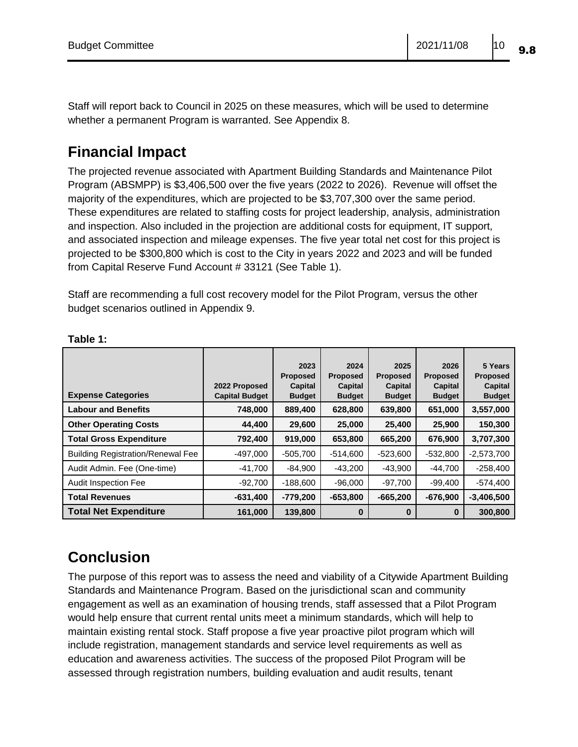Staff will report back to Council in 2025 on these measures, which will be used to determine whether a permanent Program is warranted. See Appendix 8.

## Financial Impact

The projected revenue associated with Apartment Building Standards and Maintenance Pilot Program (ABSMPP) is $3,406,500 over the five years (2022 to 2026). Revenue will offset the majority of the expenditures, which are projected to be $3,707,300 over the same period. These expenditures are related to staffing costs for project leadership, analysis, administration and inspection. Also included in the projection are additional costs for equipment, IT support, and associated inspection and mileage expenses. The five year total net cost for this project is projected to be $300,800 which is cost to the City in years 2022 and 2023 and will be funded from Capital Reserve Fund Account # 33121 (See Table 1).

Staff are recommending a full cost recovery model for the Pilot Program, versus the other budget scenarios outlined in Appendix 9.

**Table 1:**

| Expense Categories | 2022 Proposed Capital Budget | 2023 Proposed Capital Budget | 2024 Proposed Capital Budget | 2025 Proposed Capital Budget | 2026 Proposed Capital Budget | 5 Years Proposed Capital Budget |
|---|---|---|---|---|---|---|
| **Labour and Benefits** | **748,000** | **889,400** | **628,800** | **639,800** | **651,000** | **3,557,000** |
| **Other Operating Costs** | **44,400** | **29,600** | **25,000** | **25,400** | **25,900** | **150,300** |
| **Total Gross Expenditure** | **792,400** | **919,000** | **653,800** | **665,200** | **676,900** | **3,707,300** |
| Building Registration/Renewal Fee | -497,000 | -505,700 | -514,600 | -523,600 | -532,800 | -2,573,700 |
| Audit Admin. Fee (One-time) | -41,700 | -84,900 | -43,200 | -43,900 | -44,700 | -258,400 |
| Audit Inspection Fee | -92,700 | -188,600 | -96,000 | -97,700 | -99,400 | -574,400 |
| **Total Revenues** | **-631,400** | **-779,200** | **-653,800** | **-665,200** | **-676,900** | **-3,406,500** |
| **Total Net Expenditure** | **161,000** | **139,800** | **0** | **0** | **0** | **300,800** |

## Conclusion

The purpose of this report was to assess the need and viability of a Citywide Apartment Building Standards and Maintenance Program. Based on the jurisdictional scan and community engagement as well as an examination of housing trends, staff assessed that a Pilot Program would help ensure that current rental units meet a minimum standards, which will help to maintain existing rental stock. Staff propose a five year proactive pilot program which will include registration, management standards and service level requirements as well as education and awareness activities. The success of the proposed Pilot Program will be assessed through registration numbers, building evaluation and audit results, tenant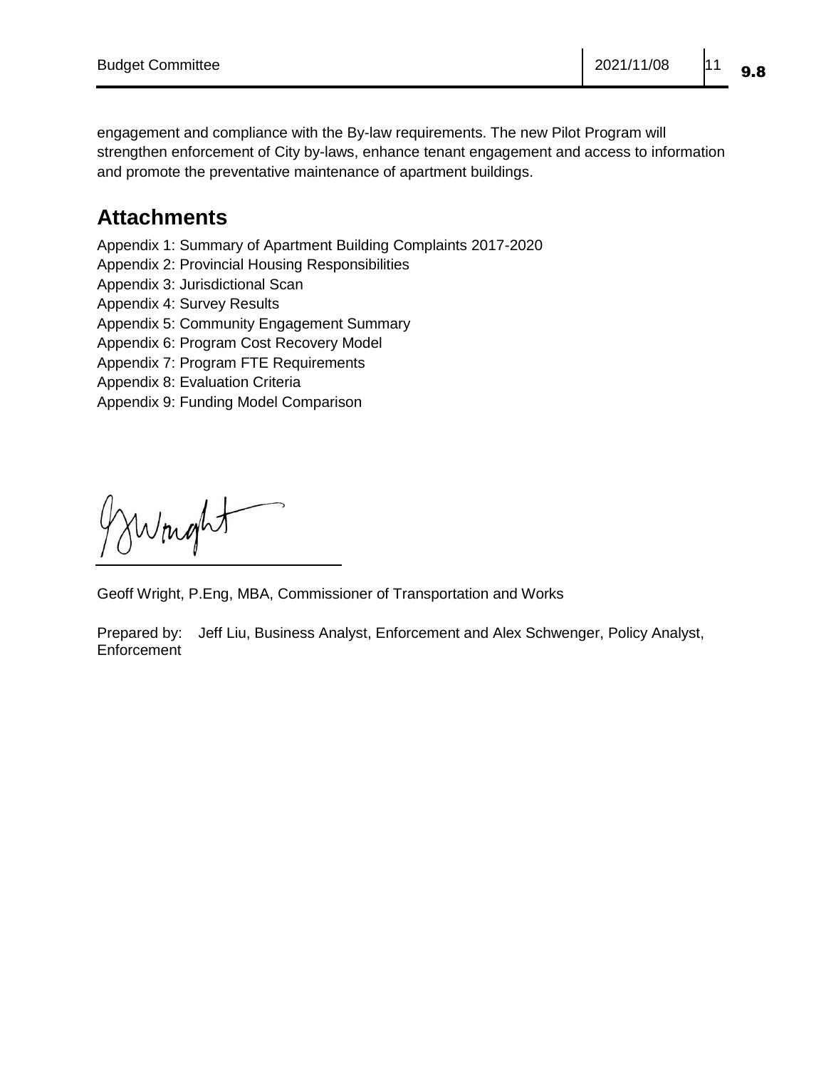engagement and compliance with the By-law requirements. The new Pilot Program will strengthen enforcement of City by-laws, enhance tenant engagement and access to information and promote the preventative maintenance of apartment buildings.

## Attachments

Appendix 1: Summary of Apartment Building Complaints 2017-2020
Appendix 2: Provincial Housing Responsibilities
Appendix 3: Jurisdictional Scan
Appendix 4: Survey Results
Appendix 5: Community Engagement Summary
Appendix 6: Program Cost Recovery Model
Appendix 7: Program FTE Requirements
Appendix 8: Evaluation Criteria
Appendix 9: Funding Model Comparison

Geoff Wright, P.Eng, MBA, Commissioner of Transportation and Works

Prepared by: Jeff Liu, Business Analyst, Enforcement and Alex Schwenger, Policy Analyst, Enforcement